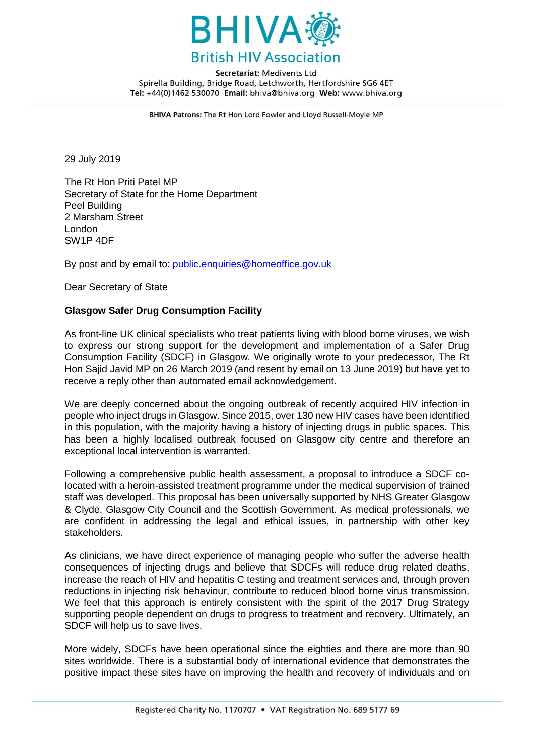# BHIVA

British HIV Association

**Secretariat:** Medivents Ltd
Spirella Building, Bridge Road, Letchworth, Hertfordshire SG6 4ET
**Tel:** +44(0)1462 530070 **Email:** bhiva@bhiva.org **Web:** www.bhiva.org

**BHIVA Patrons:** The Rt Hon Lord Fowler and Lloyd Russell-Moyle MP

29 July 2019

The Rt Hon Priti Patel MP
Secretary of State for the Home Department
Peel Building
2 Marsham Street
London
SW1P 4DF

By post and by email to: public.enquiries@homeoffice.gov.uk

Dear Secretary of State

**Glasgow Safer Drug Consumption Facility**

As front-line UK clinical specialists who treat patients living with blood borne viruses, we wish to express our strong support for the development and implementation of a Safer Drug Consumption Facility (SDCF) in Glasgow. We originally wrote to your predecessor, The Rt Hon Sajid Javid MP on 26 March 2019 (and resent by email on 13 June 2019) but have yet to receive a reply other than automated email acknowledgement.

We are deeply concerned about the ongoing outbreak of recently acquired HIV infection in people who inject drugs in Glasgow. Since 2015, over 130 new HIV cases have been identified in this population, with the majority having a history of injecting drugs in public spaces. This has been a highly localised outbreak focused on Glasgow city centre and therefore an exceptional local intervention is warranted.

Following a comprehensive public health assessment, a proposal to introduce a SDCF co-located with a heroin-assisted treatment programme under the medical supervision of trained staff was developed. This proposal has been universally supported by NHS Greater Glasgow & Clyde, Glasgow City Council and the Scottish Government. As medical professionals, we are confident in addressing the legal and ethical issues, in partnership with other key stakeholders.

As clinicians, we have direct experience of managing people who suffer the adverse health consequences of injecting drugs and believe that SDCFs will reduce drug related deaths, increase the reach of HIV and hepatitis C testing and treatment services and, through proven reductions in injecting risk behaviour, contribute to reduced blood borne virus transmission. We feel that this approach is entirely consistent with the spirit of the 2017 Drug Strategy supporting people dependent on drugs to progress to treatment and recovery. Ultimately, an SDCF will help us to save lives.

More widely, SDCFs have been operational since the eighties and there are more than 90 sites worldwide. There is a substantial body of international evidence that demonstrates the positive impact these sites have on improving the health and recovery of individuals and on

Registered Charity No. 1170707 • VAT Registration No. 689 5177 69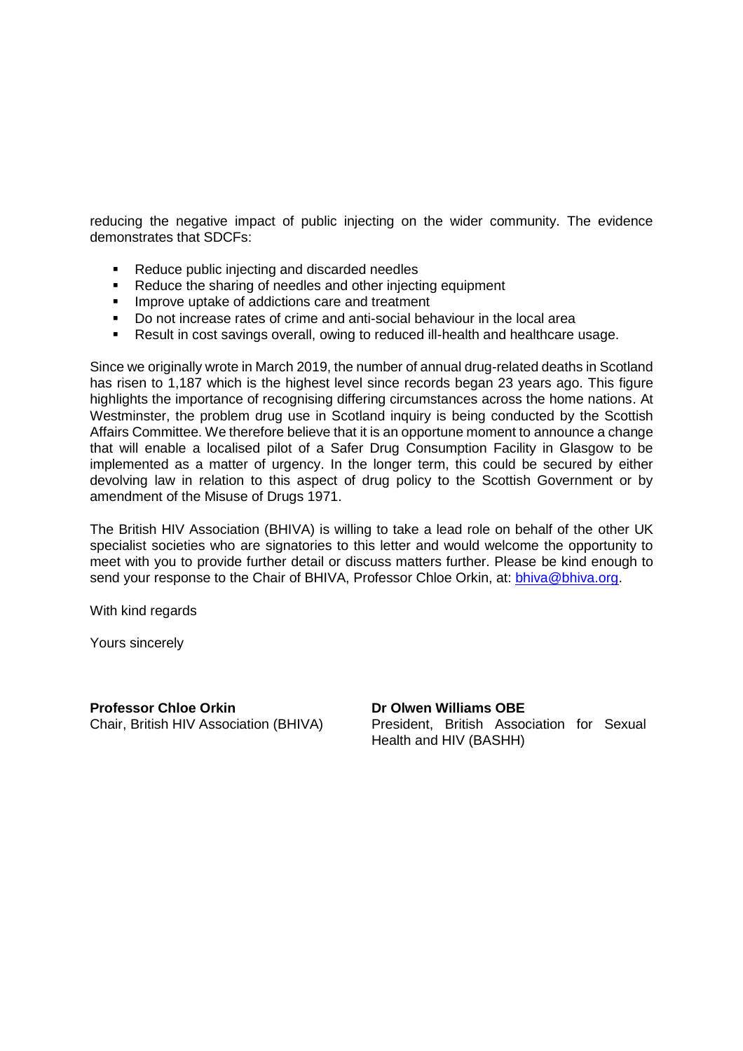reducing the negative impact of public injecting on the wider community. The evidence demonstrates that SDCFs:

- Reduce public injecting and discarded needles
- Reduce the sharing of needles and other injecting equipment
- Improve uptake of addictions care and treatment
- Do not increase rates of crime and anti-social behaviour in the local area
- Result in cost savings overall, owing to reduced ill-health and healthcare usage.

Since we originally wrote in March 2019, the number of annual drug-related deaths in Scotland has risen to 1,187 which is the highest level since records began 23 years ago. This figure highlights the importance of recognising differing circumstances across the home nations. At Westminster, the problem drug use in Scotland inquiry is being conducted by the Scottish Affairs Committee. We therefore believe that it is an opportune moment to announce a change that will enable a localised pilot of a Safer Drug Consumption Facility in Glasgow to be implemented as a matter of urgency. In the longer term, this could be secured by either devolving law in relation to this aspect of drug policy to the Scottish Government or by amendment of the Misuse of Drugs 1971.

The British HIV Association (BHIVA) is willing to take a lead role on behalf of the other UK specialist societies who are signatories to this letter and would welcome the opportunity to meet with you to provide further detail or discuss matters further. Please be kind enough to send your response to the Chair of BHIVA, Professor Chloe Orkin, at: bhiva@bhiva.org.

With kind regards

Yours sincerely

**Professor Chloe Orkin**
Chair, British HIV Association (BHIVA)

**Dr Olwen Williams OBE**
President, British Association for Sexual Health and HIV (BASHH)